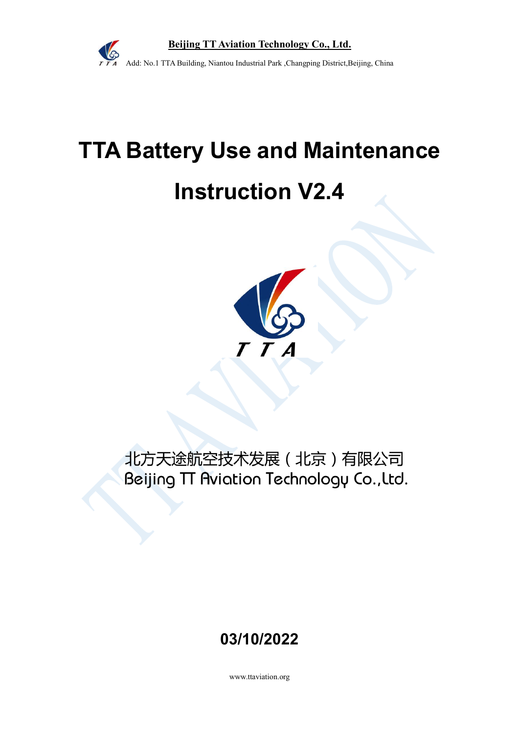**Beijing TT Aviation Technology Co., Ltd.**

Add: No.1 TTA Building, Niantou Industrial Park ,Changping District,Beijing, China

# TTA Battery Use and Maintenance Instruction V2.4

北方天途航空技术发展（北京）有限公司
Beijing TT Aviation Technology Co.,Ltd.

**03/10/2022**

www.ttaviation.org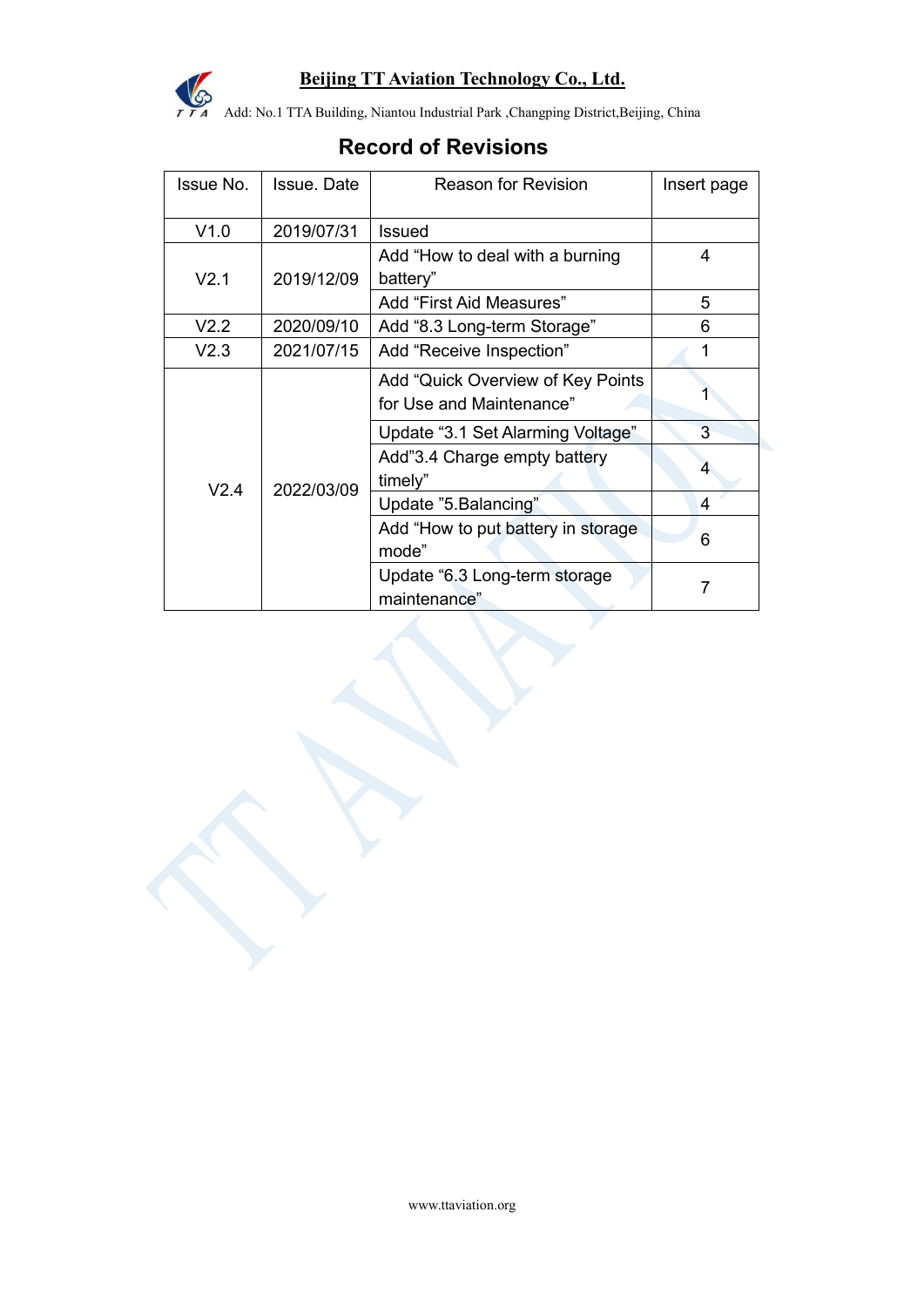# Record of Revisions

| Issue No. | Issue. Date | Reason for Revision | Insert page |
|---|---|---|---|
| V1.0 | 2019/07/31 | Issued | |
| V2.1 | 2019/12/09 | Add “How to deal with a burning battery” | 4 |
| | | Add “First Aid Measures” | 5 |
| V2.2 | 2020/09/10 | Add “8.3 Long-term Storage” | 6 |
| V2.3 | 2021/07/15 | Add “Receive Inspection” | 1 |
| V2.4 | 2022/03/09 | Add “Quick Overview of Key Points for Use and Maintenance” | 1 |
| | | Update “3.1 Set Alarming Voltage” | 3 |
| | | Add”3.4 Charge empty battery timely” | 4 |
| | | Update ”5.Balancing” | 4 |
| | | Add “How to put battery in storage mode” | 6 |
| | | Update “6.3 Long-term storage maintenance” | 7 |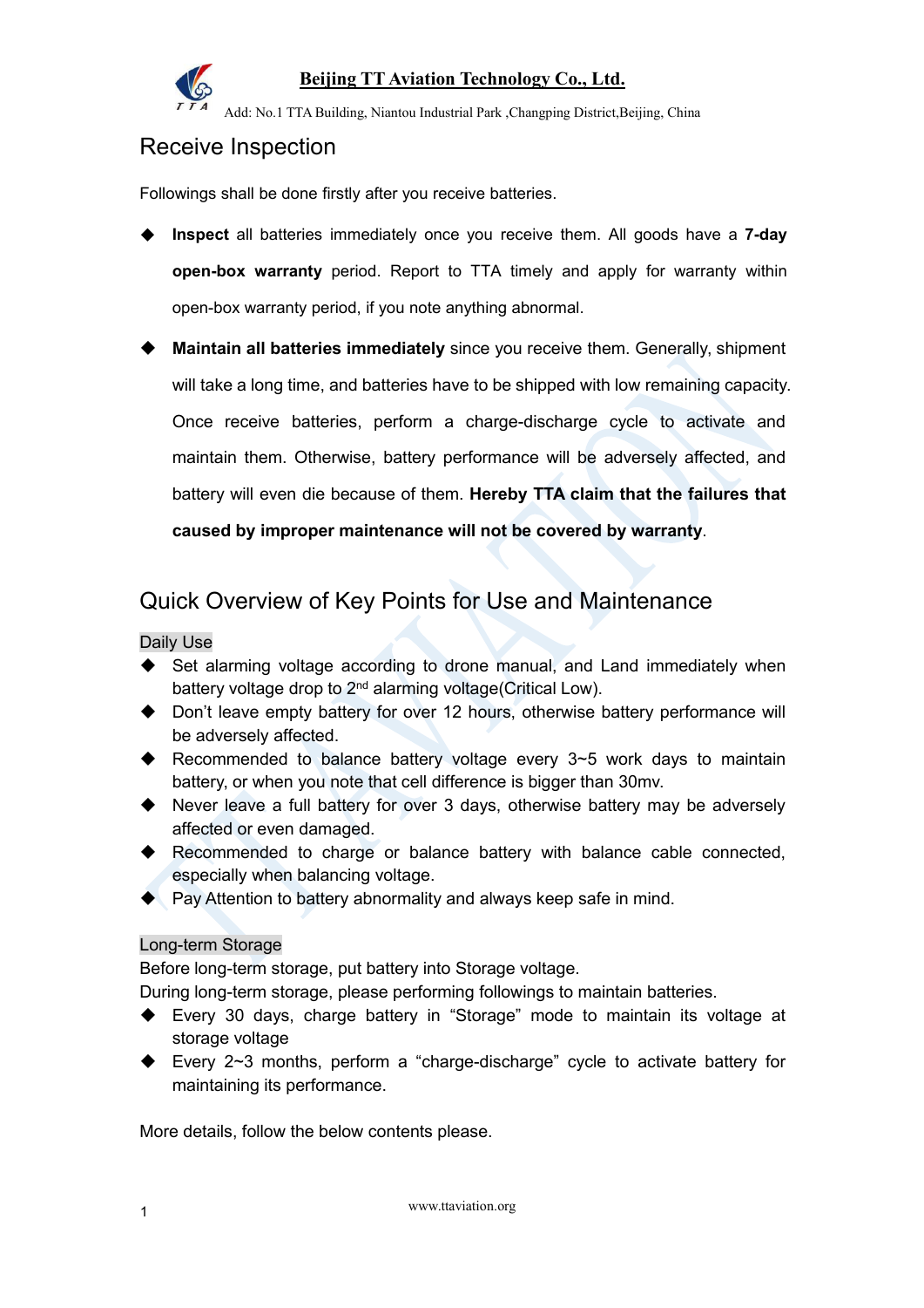# Receive Inspection

Followings shall be done firstly after you receive batteries.

- **Inspect** all batteries immediately once you receive them. All goods have a **7-day open-box warranty** period. Report to TTA timely and apply for warranty within open-box warranty period, if you note anything abnormal.
- **Maintain all batteries immediately** since you receive them. Generally, shipment will take a long time, and batteries have to be shipped with low remaining capacity. Once receive batteries, perform a charge-discharge cycle to activate and maintain them. Otherwise, battery performance will be adversely affected, and battery will even die because of them. **Hereby TTA claim that the failures that caused by improper maintenance will not be covered by warranty**.

# Quick Overview of Key Points for Use and Maintenance

## Daily Use

- Set alarming voltage according to drone manual, and Land immediately when battery voltage drop to 2nd alarming voltage(Critical Low).
- Don't leave empty battery for over 12 hours, otherwise battery performance will be adversely affected.
- Recommended to balance battery voltage every 3~5 work days to maintain battery, or when you note that cell difference is bigger than 30mv.
- Never leave a full battery for over 3 days, otherwise battery may be adversely affected or even damaged.
- Recommended to charge or balance battery with balance cable connected, especially when balancing voltage.
- Pay Attention to battery abnormality and always keep safe in mind.

## Long-term Storage

Before long-term storage, put battery into Storage voltage.

During long-term storage, please performing followings to maintain batteries.

- Every 30 days, charge battery in "Storage" mode to maintain its voltage at storage voltage
- Every 2~3 months, perform a "charge-discharge" cycle to activate battery for maintaining its performance.

More details, follow the below contents please.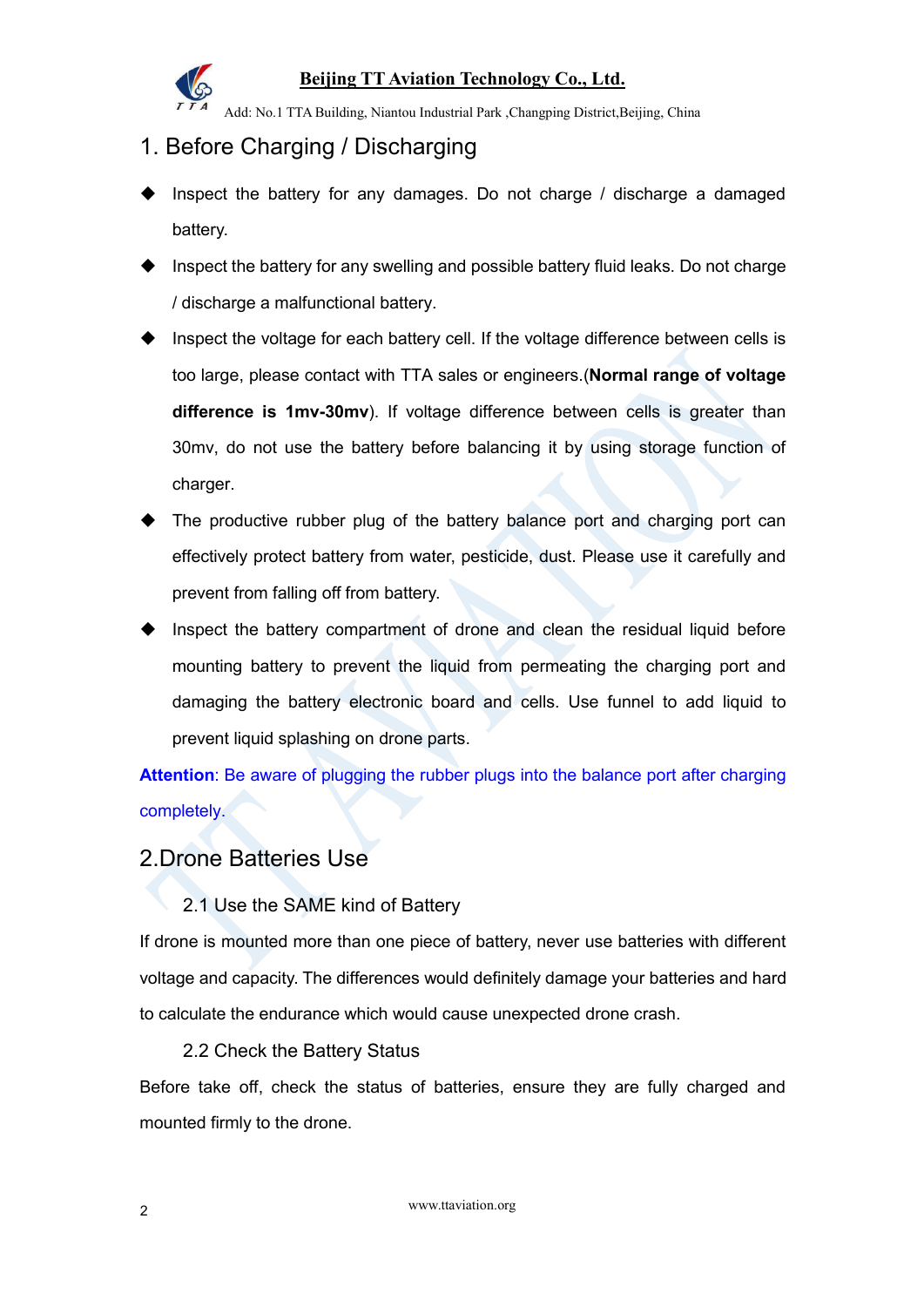# 1. Before Charging / Discharging

- Inspect the battery for any damages. Do not charge / discharge a damaged battery.
- Inspect the battery for any swelling and possible battery fluid leaks. Do not charge / discharge a malfunctional battery.
- Inspect the voltage for each battery cell. If the voltage difference between cells is too large, please contact with TTA sales or engineers.(**Normal range of voltage difference is 1mv-30mv**). If voltage difference between cells is greater than 30mv, do not use the battery before balancing it by using storage function of charger.
- The productive rubber plug of the battery balance port and charging port can effectively protect battery from water, pesticide, dust. Please use it carefully and prevent from falling off from battery.
- Inspect the battery compartment of drone and clean the residual liquid before mounting battery to prevent the liquid from permeating the charging port and damaging the battery electronic board and cells. Use funnel to add liquid to prevent liquid splashing on drone parts.

**Attention**: Be aware of plugging the rubber plugs into the balance port after charging completely.

# 2.Drone Batteries Use

## 2.1 Use the SAME kind of Battery

If drone is mounted more than one piece of battery, never use batteries with different voltage and capacity. The differences would definitely damage your batteries and hard to calculate the endurance which would cause unexpected drone crash.

## 2.2 Check the Battery Status

Before take off, check the status of batteries, ensure they are fully charged and mounted firmly to the drone.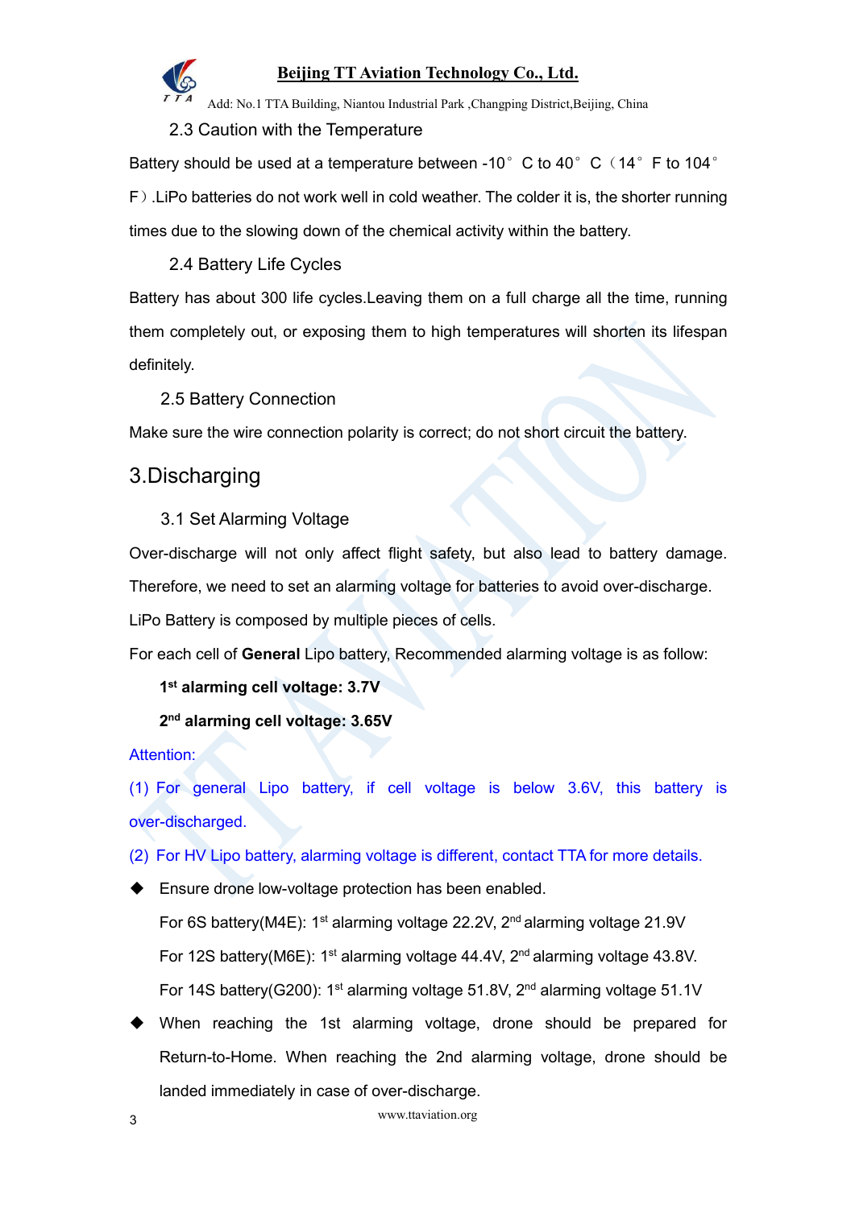### 2.3 Caution with the Temperature

Battery should be used at a temperature between -10° C to 40° C（14° F to 104° F）.LiPo batteries do not work well in cold weather. The colder it is, the shorter running times due to the slowing down of the chemical activity within the battery.

### 2.4 Battery Life Cycles

Battery has about 300 life cycles.Leaving them on a full charge all the time, running them completely out, or exposing them to high temperatures will shorten its lifespan definitely.

### 2.5 Battery Connection

Make sure the wire connection polarity is correct; do not short circuit the battery.

## 3.Discharging

### 3.1 Set Alarming Voltage

Over-discharge will not only affect flight safety, but also lead to battery damage. Therefore, we need to set an alarming voltage for batteries to avoid over-discharge.

LiPo Battery is composed by multiple pieces of cells.

For each cell of **General** Lipo battery, Recommended alarming voltage is as follow:

**1st alarming cell voltage: 3.7V**

**2nd alarming cell voltage: 3.65V**

Attention:

(1) For general Lipo battery, if cell voltage is below 3.6V, this battery is over-discharged.

(2) For HV Lipo battery, alarming voltage is different, contact TTA for more details.

- Ensure drone low-voltage protection has been enabled.

  For 6S battery(M4E): 1st alarming voltage 22.2V, 2nd alarming voltage 21.9V

  For 12S battery(M6E): 1st alarming voltage 44.4V, 2nd alarming voltage 43.8V.

  For 14S battery(G200): 1st alarming voltage 51.8V, 2nd alarming voltage 51.1V

- When reaching the 1st alarming voltage, drone should be prepared for Return-to-Home. When reaching the 2nd alarming voltage, drone should be landed immediately in case of over-discharge.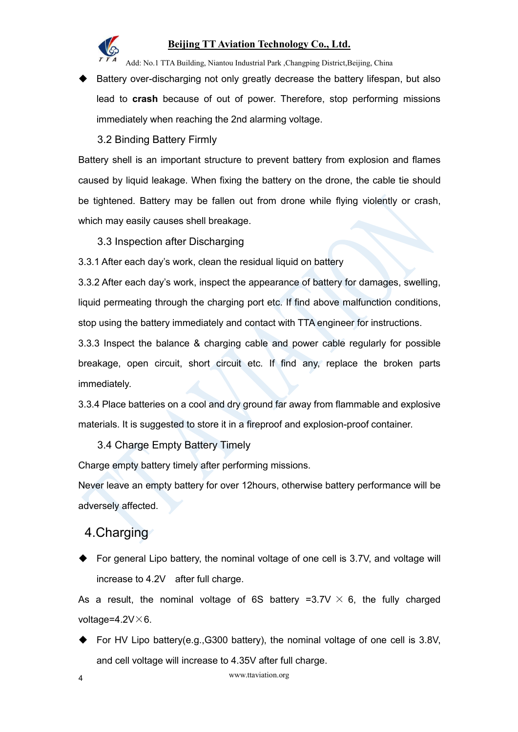- Battery over-discharging not only greatly decrease the battery lifespan, but also lead to **crash** because of out of power. Therefore, stop performing missions immediately when reaching the 2nd alarming voltage.

### 3.2 Binding Battery Firmly

Battery shell is an important structure to prevent battery from explosion and flames caused by liquid leakage. When fixing the battery on the drone, the cable tie should be tightened. Battery may be fallen out from drone while flying violently or crash, which may easily causes shell breakage.

### 3.3 Inspection after Discharging

3.3.1 After each day's work, clean the residual liquid on battery

3.3.2 After each day's work, inspect the appearance of battery for damages, swelling, liquid permeating through the charging port etc. If find above malfunction conditions, stop using the battery immediately and contact with TTA engineer for instructions.

3.3.3 Inspect the balance & charging cable and power cable regularly for possible breakage, open circuit, short circuit etc. If find any, replace the broken parts immediately.

3.3.4 Place batteries on a cool and dry ground far away from flammable and explosive materials. It is suggested to store it in a fireproof and explosion-proof container.

### 3.4 Charge Empty Battery Timely

Charge empty battery timely after performing missions.

Never leave an empty battery for over 12hours, otherwise battery performance will be adversely affected.

## 4.Charging

- For general Lipo battery, the nominal voltage of one cell is 3.7V, and voltage will increase to 4.2V after full charge.

As a result, the nominal voltage of 6S battery =3.7V × 6, the fully charged voltage=4.2V×6.

- For HV Lipo battery(e.g.,G300 battery), the nominal voltage of one cell is 3.8V, and cell voltage will increase to 4.35V after full charge.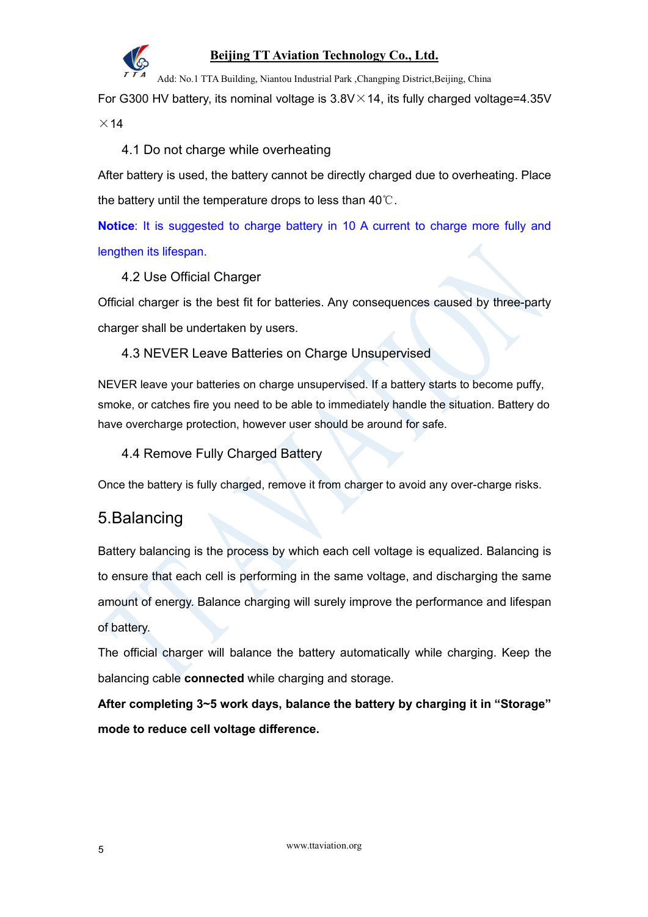For G300 HV battery, its nominal voltage is 3.8V×14, its fully charged voltage=4.35V ×14

### 4.1 Do not charge while overheating

After battery is used, the battery cannot be directly charged due to overheating. Place the battery until the temperature drops to less than 40℃.

**Notice**: It is suggested to charge battery in 10 A current to charge more fully and lengthen its lifespan.

### 4.2 Use Official Charger

Official charger is the best fit for batteries. Any consequences caused by three-party charger shall be undertaken by users.

### 4.3 NEVER Leave Batteries on Charge Unsupervised

NEVER leave your batteries on charge unsupervised. If a battery starts to become puffy, smoke, or catches fire you need to be able to immediately handle the situation. Battery do have overcharge protection, however user should be around for safe.

### 4.4 Remove Fully Charged Battery

Once the battery is fully charged, remove it from charger to avoid any over-charge risks.

## 5.Balancing

Battery balancing is the process by which each cell voltage is equalized. Balancing is to ensure that each cell is performing in the same voltage, and discharging the same amount of energy. Balance charging will surely improve the performance and lifespan of battery.

The official charger will balance the battery automatically while charging. Keep the balancing cable **connected** while charging and storage.

**After completing 3~5 work days, balance the battery by charging it in "Storage" mode to reduce cell voltage difference.**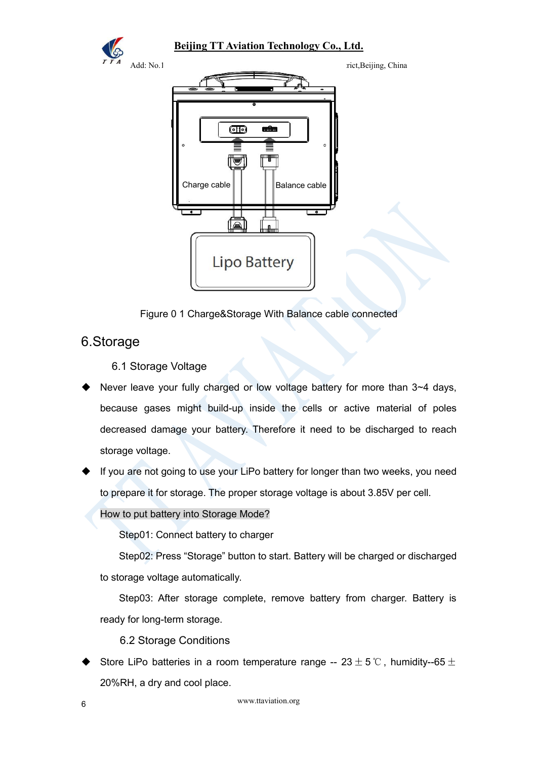Figure 0 1 Charge&Storage With Balance cable connected

## 6.Storage

### 6.1 Storage Voltage

- Never leave your fully charged or low voltage battery for more than 3~4 days, because gases might build-up inside the cells or active material of poles decreased damage your battery. Therefore it need to be discharged to reach storage voltage.
- If you are not going to use your LiPo battery for longer than two weeks, you need to prepare it for storage. The proper storage voltage is about 3.85V per cell.

How to put battery into Storage Mode?

Step01: Connect battery to charger

Step02: Press “Storage” button to start. Battery will be charged or discharged to storage voltage automatically.

Step03: After storage complete, remove battery from charger. Battery is ready for long-term storage.

### 6.2 Storage Conditions

- Store LiPo batteries in a room temperature range -- 23±5℃, humidity--65±20%RH, a dry and cool place.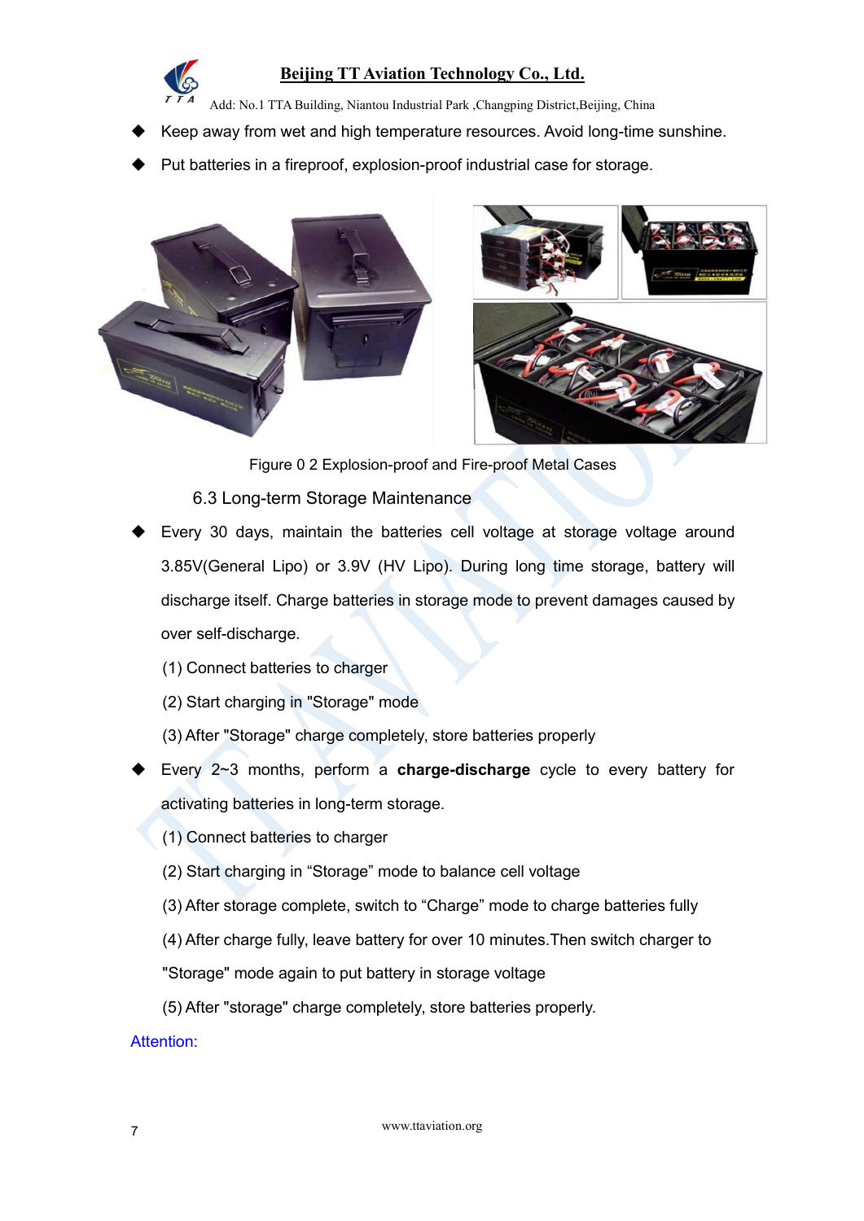- Keep away from wet and high temperature resources. Avoid long-time sunshine.
- Put batteries in a fireproof, explosion-proof industrial case for storage.

Figure 0 2 Explosion-proof and Fire-proof Metal Cases

### 6.3 Long-term Storage Maintenance

- Every 30 days, maintain the batteries cell voltage at storage voltage around 3.85V(General Lipo) or 3.9V (HV Lipo). During long time storage, battery will discharge itself. Charge batteries in storage mode to prevent damages caused by over self-discharge.

  (1) Connect batteries to charger

  (2) Start charging in "Storage" mode

  (3) After "Storage" charge completely, store batteries properly

- Every 2~3 months, perform a **charge-discharge** cycle to every battery for activating batteries in long-term storage.

  (1) Connect batteries to charger

  (2) Start charging in “Storage” mode to balance cell voltage

  (3) After storage complete, switch to “Charge” mode to charge batteries fully

  (4) After charge fully, leave battery for over 10 minutes.Then switch charger to "Storage" mode again to put battery in storage voltage

  (5) After "storage" charge completely, store batteries properly.

Attention: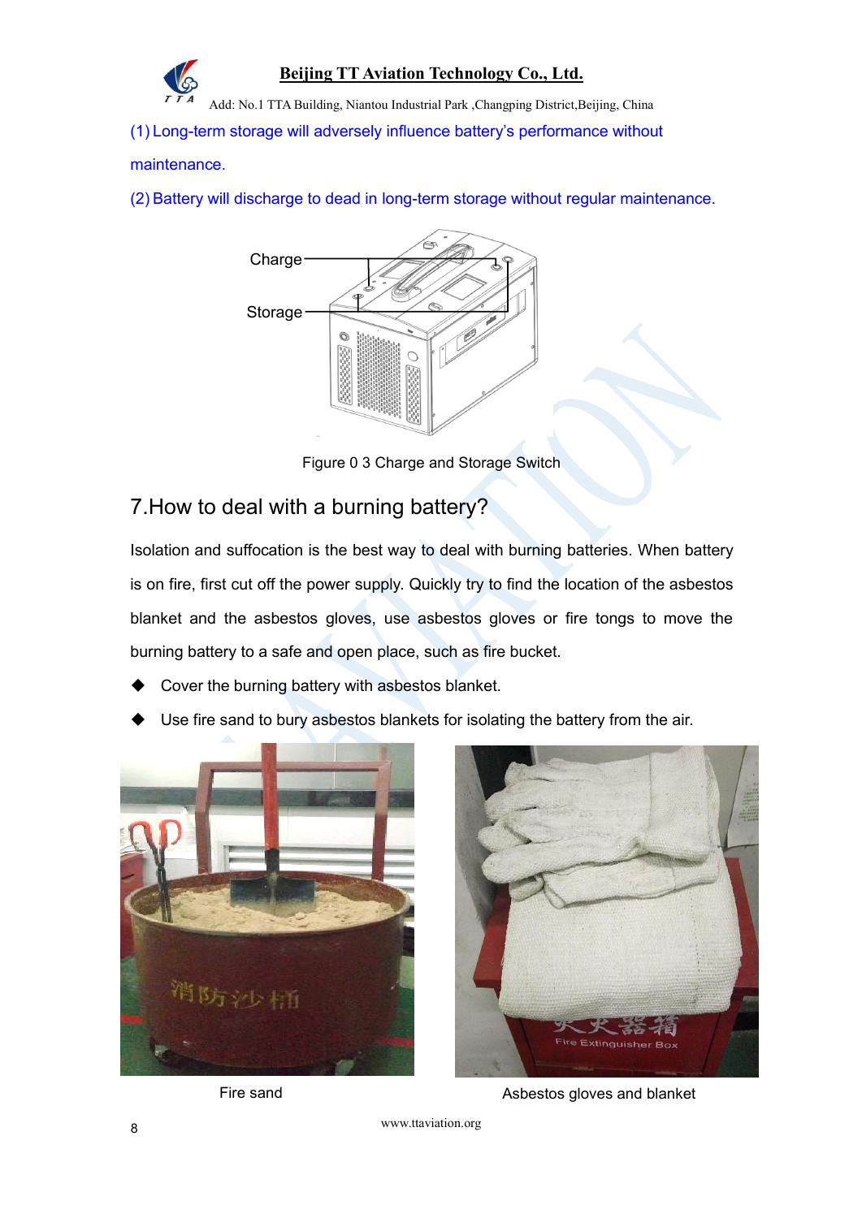(1) Long-term storage will adversely influence battery's performance without maintenance.

(2) Battery will discharge to dead in long-term storage without regular maintenance.

Charge

Storage

Figure 0 3 Charge and Storage Switch

## 7.How to deal with a burning battery?

Isolation and suffocation is the best way to deal with burning batteries. When battery is on fire, first cut off the power supply. Quickly try to find the location of the asbestos blanket and the asbestos gloves, use asbestos gloves or fire tongs to move the burning battery to a safe and open place, such as fire bucket.

- Cover the burning battery with asbestos blanket.
- Use fire sand to bury asbestos blankets for isolating the battery from the air.

Fire sand

Asbestos gloves and blanket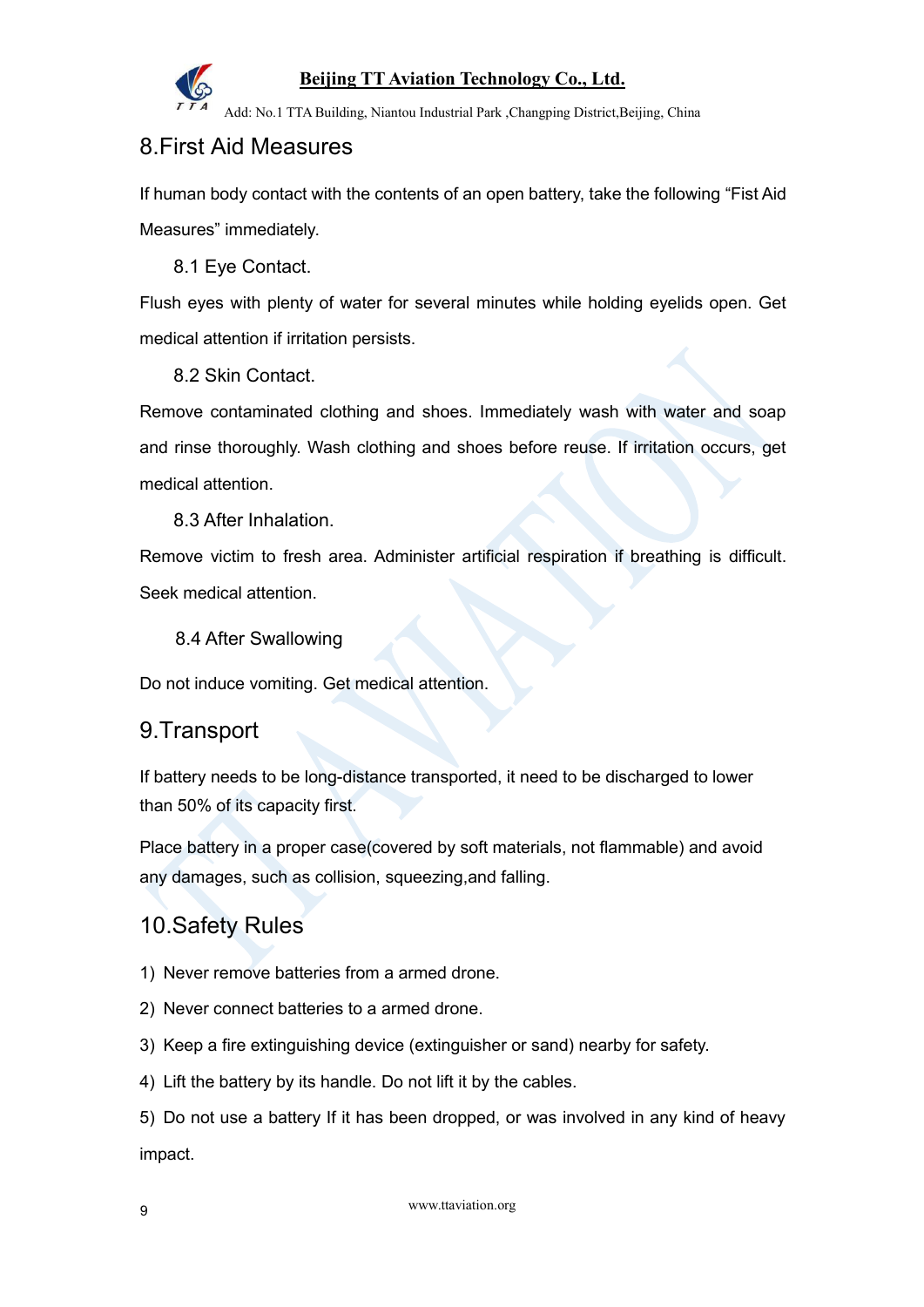# 8.First Aid Measures

If human body contact with the contents of an open battery, take the following "Fist Aid Measures" immediately.

## 8.1 Eye Contact.

Flush eyes with plenty of water for several minutes while holding eyelids open. Get medical attention if irritation persists.

## 8.2 Skin Contact.

Remove contaminated clothing and shoes. Immediately wash with water and soap and rinse thoroughly. Wash clothing and shoes before reuse. If irritation occurs, get medical attention.

## 8.3 After Inhalation.

Remove victim to fresh area. Administer artificial respiration if breathing is difficult. Seek medical attention.

## 8.4 After Swallowing

Do not induce vomiting. Get medical attention.

# 9.Transport

If battery needs to be long-distance transported, it need to be discharged to lower than 50% of its capacity first.

Place battery in a proper case(covered by soft materials, not flammable) and avoid any damages, such as collision, squeezing,and falling.

# 10.Safety Rules

1) Never remove batteries from a armed drone.
2) Never connect batteries to a armed drone.
3) Keep a fire extinguishing device (extinguisher or sand) nearby for safety.
4) Lift the battery by its handle. Do not lift it by the cables.
5) Do not use a battery If it has been dropped, or was involved in any kind of heavy impact.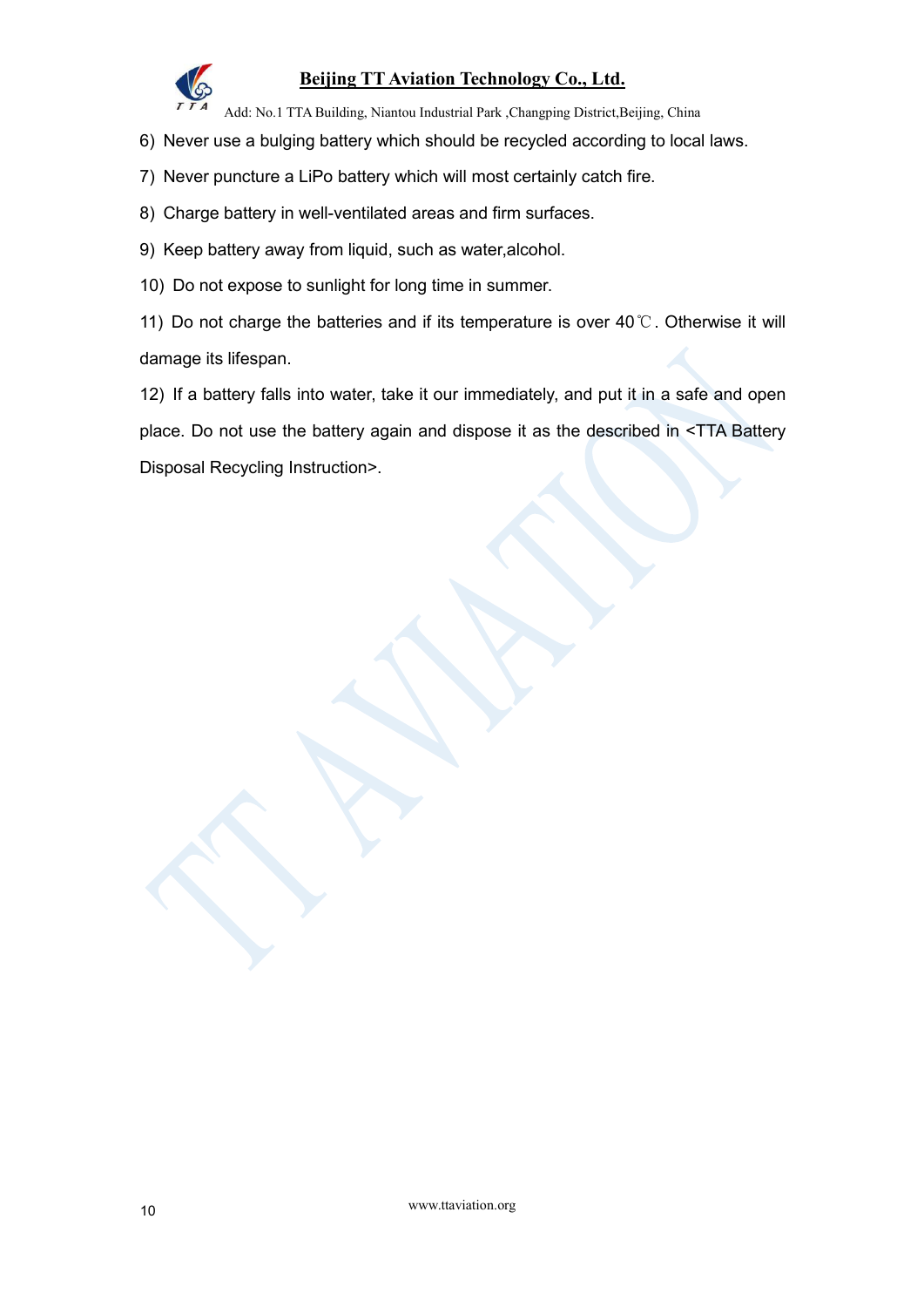6) Never use a bulging battery which should be recycled according to local laws.

7) Never puncture a LiPo battery which will most certainly catch fire.

8) Charge battery in well-ventilated areas and firm surfaces.

9) Keep battery away from liquid, such as water,alcohol.

10) Do not expose to sunlight for long time in summer.

11) Do not charge the batteries and if its temperature is over 40℃. Otherwise it will damage its lifespan.

12) If a battery falls into water, take it our immediately, and put it in a safe and open place. Do not use the battery again and dispose it as the described in <TTA Battery Disposal Recycling Instruction>.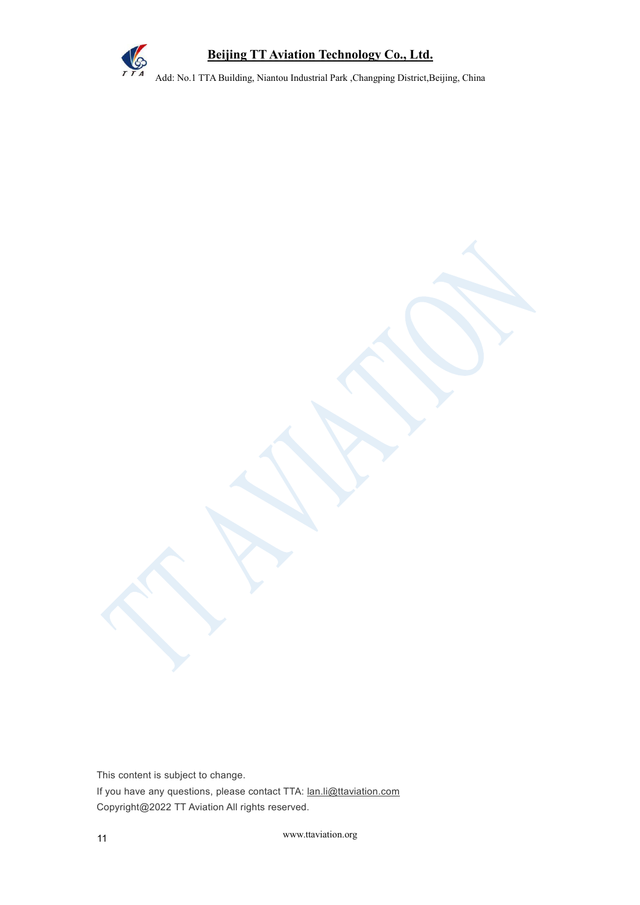This content is subject to change.

If you have any questions, please contact TTA: lan.li@ttaviation.com

Copyright@2022 TT Aviation All rights reserved.